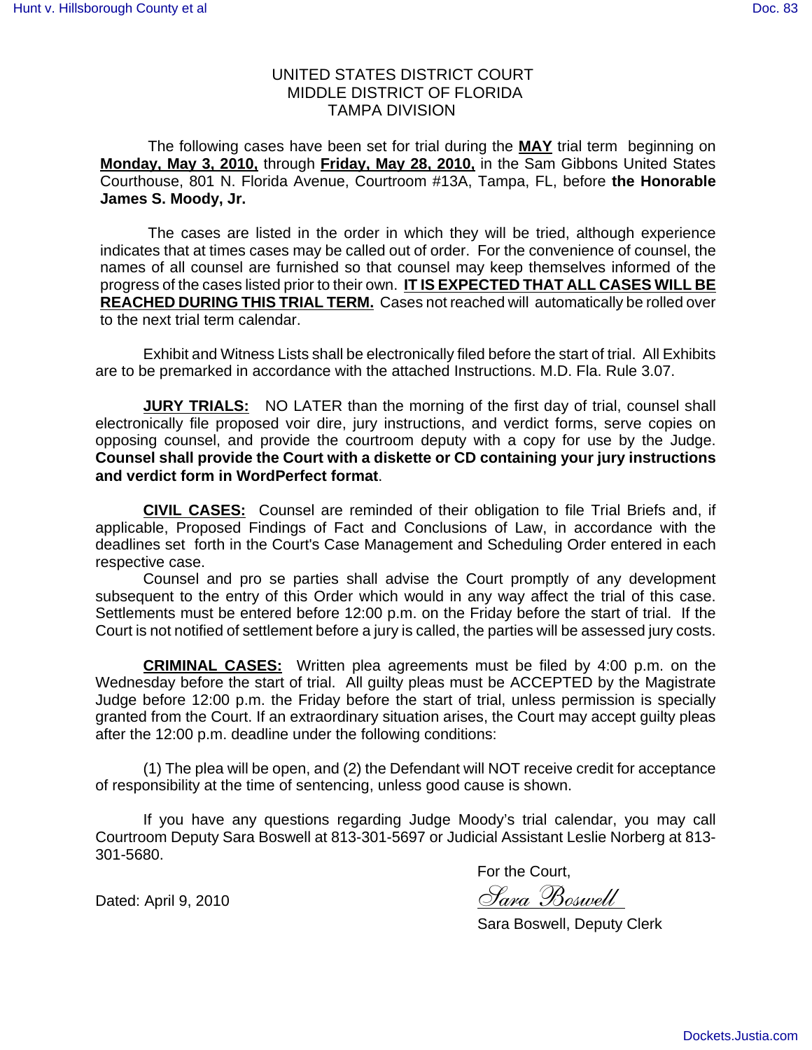UNITED STATES DISTRICT COURT
MIDDLE DISTRICT OF FLORIDA
TAMPA DIVISION

The following cases have been set for trial during the **MAY** trial term beginning on **Monday, May 3, 2010,** through **Friday, May 28, 2010,** in the Sam Gibbons United States Courthouse, 801 N. Florida Avenue, Courtroom #13A, Tampa, FL, before **the Honorable James S. Moody, Jr.**

The cases are listed in the order in which they will be tried, although experience indicates that at times cases may be called out of order. For the convenience of counsel, the names of all counsel are furnished so that counsel may keep themselves informed of the progress of the cases listed prior to their own. **IT IS EXPECTED THAT ALL CASES WILL BE REACHED DURING THIS TRIAL TERM.** Cases not reached will automatically be rolled over to the next trial term calendar.

Exhibit and Witness Lists shall be electronically filed before the start of trial. All Exhibits are to be premarked in accordance with the attached Instructions. M.D. Fla. Rule 3.07.

**JURY TRIALS:** NO LATER than the morning of the first day of trial, counsel shall electronically file proposed voir dire, jury instructions, and verdict forms, serve copies on opposing counsel, and provide the courtroom deputy with a copy for use by the Judge. **Counsel shall provide the Court with a diskette or CD containing your jury instructions and verdict form in WordPerfect format**.

**CIVIL CASES:** Counsel are reminded of their obligation to file Trial Briefs and, if applicable, Proposed Findings of Fact and Conclusions of Law, in accordance with the deadlines set forth in the Court's Case Management and Scheduling Order entered in each respective case.

Counsel and pro se parties shall advise the Court promptly of any development subsequent to the entry of this Order which would in any way affect the trial of this case. Settlements must be entered before 12:00 p.m. on the Friday before the start of trial. If the Court is not notified of settlement before a jury is called, the parties will be assessed jury costs.

**CRIMINAL CASES:** Written plea agreements must be filed by 4:00 p.m. on the Wednesday before the start of trial. All guilty pleas must be ACCEPTED by the Magistrate Judge before 12:00 p.m. the Friday before the start of trial, unless permission is specially granted from the Court. If an extraordinary situation arises, the Court may accept guilty pleas after the 12:00 p.m. deadline under the following conditions:

(1) The plea will be open, and (2) the Defendant will NOT receive credit for acceptance of responsibility at the time of sentencing, unless good cause is shown.

If you have any questions regarding Judge Moody's trial calendar, you may call Courtroom Deputy Sara Boswell at 813-301-5697 or Judicial Assistant Leslie Norberg at 813-301-5680.

For the Court,

Dated: April 9, 2010

*Sara Boswell*

Sara Boswell, Deputy Clerk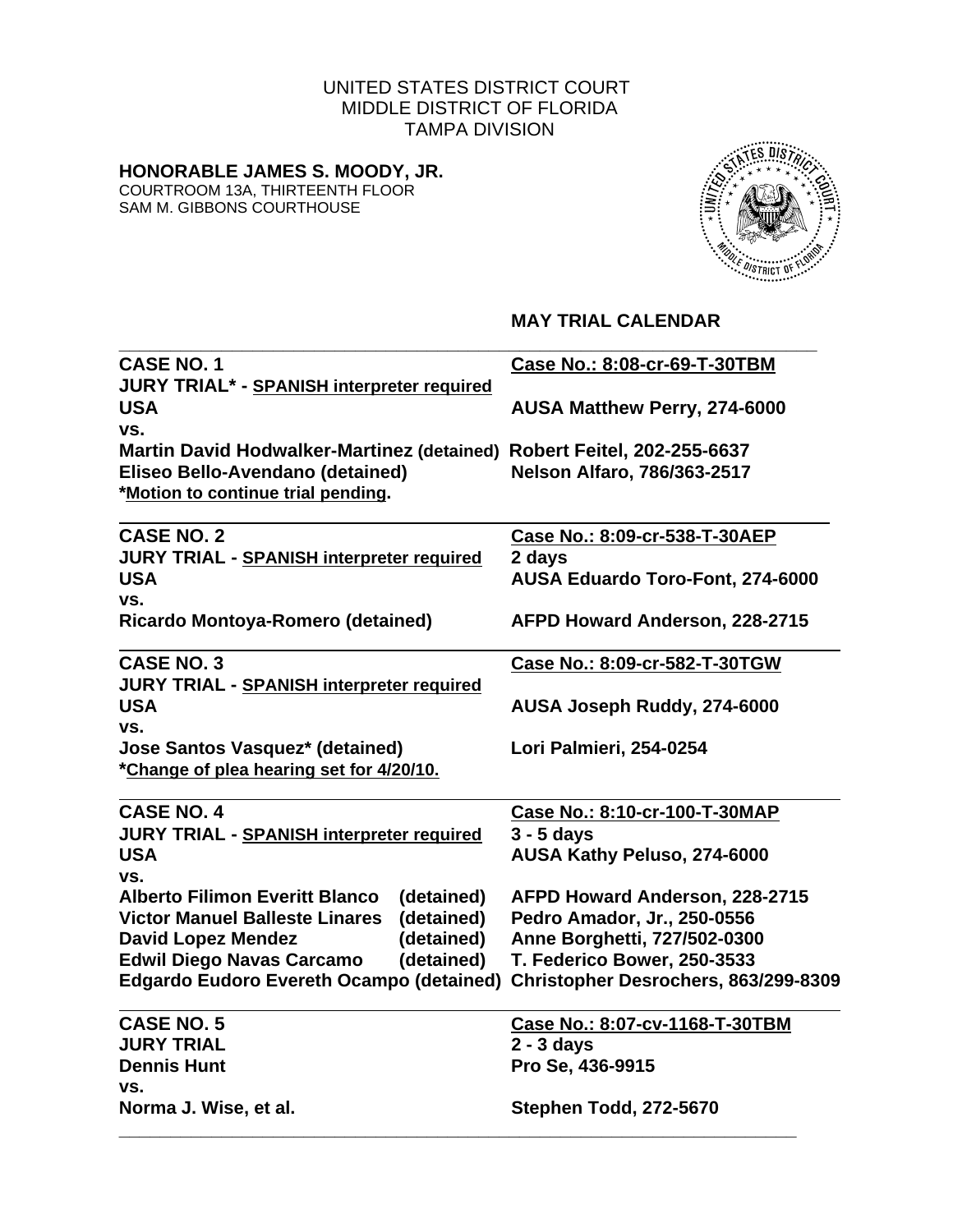UNITED STATES DISTRICT COURT
MIDDLE DISTRICT OF FLORIDA
TAMPA DIVISION

**HONORABLE JAMES S. MOODY, JR.**
COURTROOM 13A, THIRTEENTH FLOOR
SAM M. GIBBONS COURTHOUSE

## MAY TRIAL CALENDAR

---

**CASE NO. 1** — **Case No.: 8:08-cr-69-T-30TBM**
**JURY TRIAL* - SPANISH interpreter required**
**USA** — **AUSA Matthew Perry, 274-6000**
**vs.**
**Martin David Hodwalker-Martinez (detained)** — **Robert Feitel, 202-255-6637**
**Eliseo Bello-Avendano (detained)** — **Nelson Alfaro, 786/363-2517**
**\*Motion to continue trial pending.**

---

**CASE NO. 2** — **Case No.: 8:09-cr-538-T-30AEP**
**JURY TRIAL - SPANISH interpreter required** — **2 days**
**USA** — **AUSA Eduardo Toro-Font, 274-6000**
**vs.**
**Ricardo Montoya-Romero (detained)** — **AFPD Howard Anderson, 228-2715**

---

**CASE NO. 3** — **Case No.: 8:09-cr-582-T-30TGW**
**JURY TRIAL - SPANISH interpreter required**
**USA** — **AUSA Joseph Ruddy, 274-6000**
**vs.**
**Jose Santos Vasquez* (detained)** — **Lori Palmieri, 254-0254**
**\*Change of plea hearing set for 4/20/10.**

---

**CASE NO. 4** — **Case No.: 8:10-cr-100-T-30MAP**
**JURY TRIAL - SPANISH interpreter required** — **3 - 5 days**
**USA** — **AUSA Kathy Peluso, 274-6000**
**vs.**
**Alberto Filimon Everitt Blanco (detained)** — **AFPD Howard Anderson, 228-2715**
**Victor Manuel Balleste Linares (detained)** — **Pedro Amador, Jr., 250-0556**
**David Lopez Mendez (detained)** — **Anne Borghetti, 727/502-0300**
**Edwil Diego Navas Carcamo (detained)** — **T. Federico Bower, 250-3533**
**Edgardo Eudoro Evereth Ocampo (detained)** — **Christopher Desrochers, 863/299-8309**

---

**CASE NO. 5** — **Case No.: 8:07-cv-1168-T-30TBM**
**JURY TRIAL** — **2 - 3 days**
**Dennis Hunt** — **Pro Se, 436-9915**
**vs.**
**Norma J. Wise, et al.** — **Stephen Todd, 272-5670**

---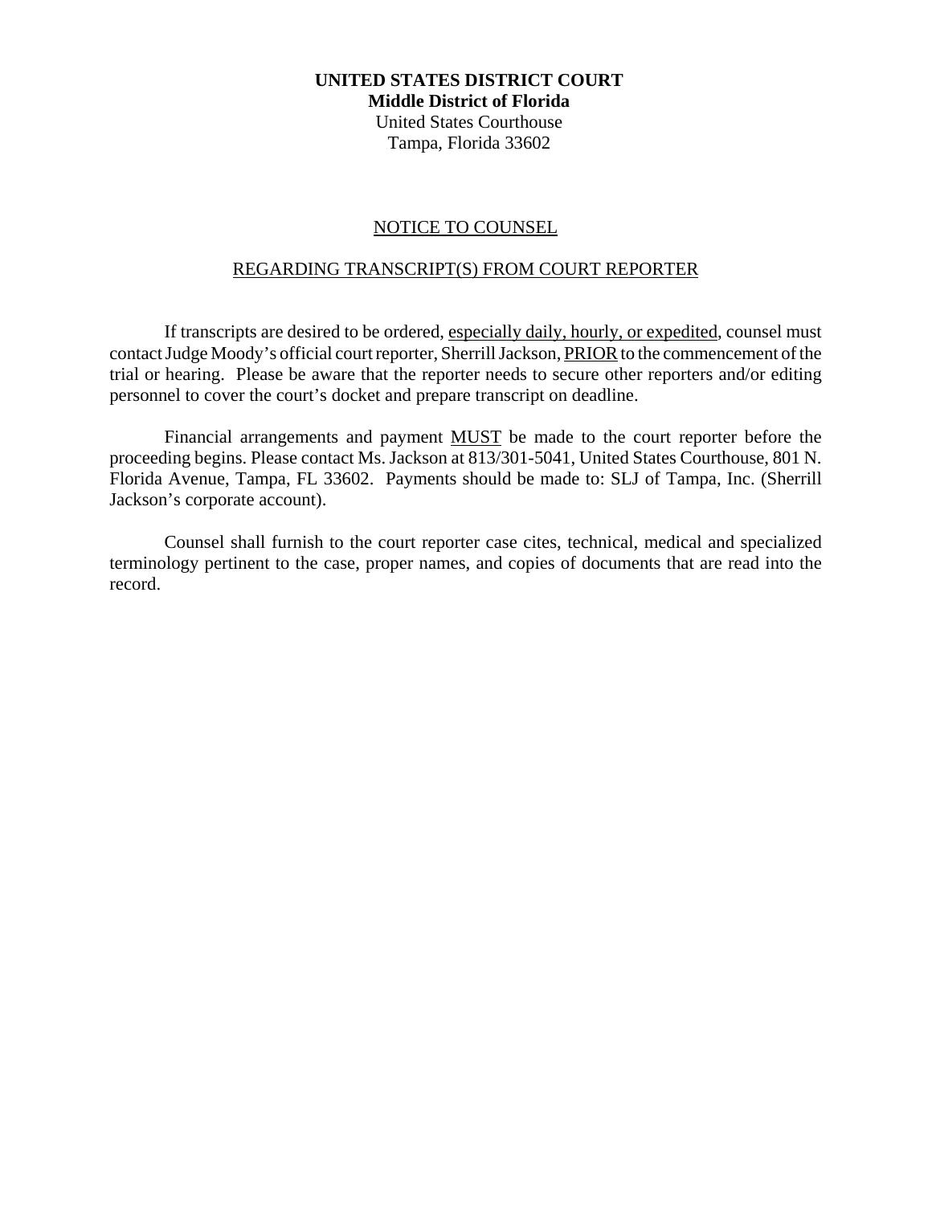**UNITED STATES DISTRICT COURT**
**Middle District of Florida**
United States Courthouse
Tampa, Florida 33602

NOTICE TO COUNSEL

REGARDING TRANSCRIPT(S) FROM COURT REPORTER

If transcripts are desired to be ordered, especially daily, hourly, or expedited, counsel must contact Judge Moody's official court reporter, Sherrill Jackson, PRIOR to the commencement of the trial or hearing. Please be aware that the reporter needs to secure other reporters and/or editing personnel to cover the court's docket and prepare transcript on deadline.

Financial arrangements and payment MUST be made to the court reporter before the proceeding begins. Please contact Ms. Jackson at 813/301-5041, United States Courthouse, 801 N. Florida Avenue, Tampa, FL 33602. Payments should be made to: SLJ of Tampa, Inc. (Sherrill Jackson's corporate account).

Counsel shall furnish to the court reporter case cites, technical, medical and specialized terminology pertinent to the case, proper names, and copies of documents that are read into the record.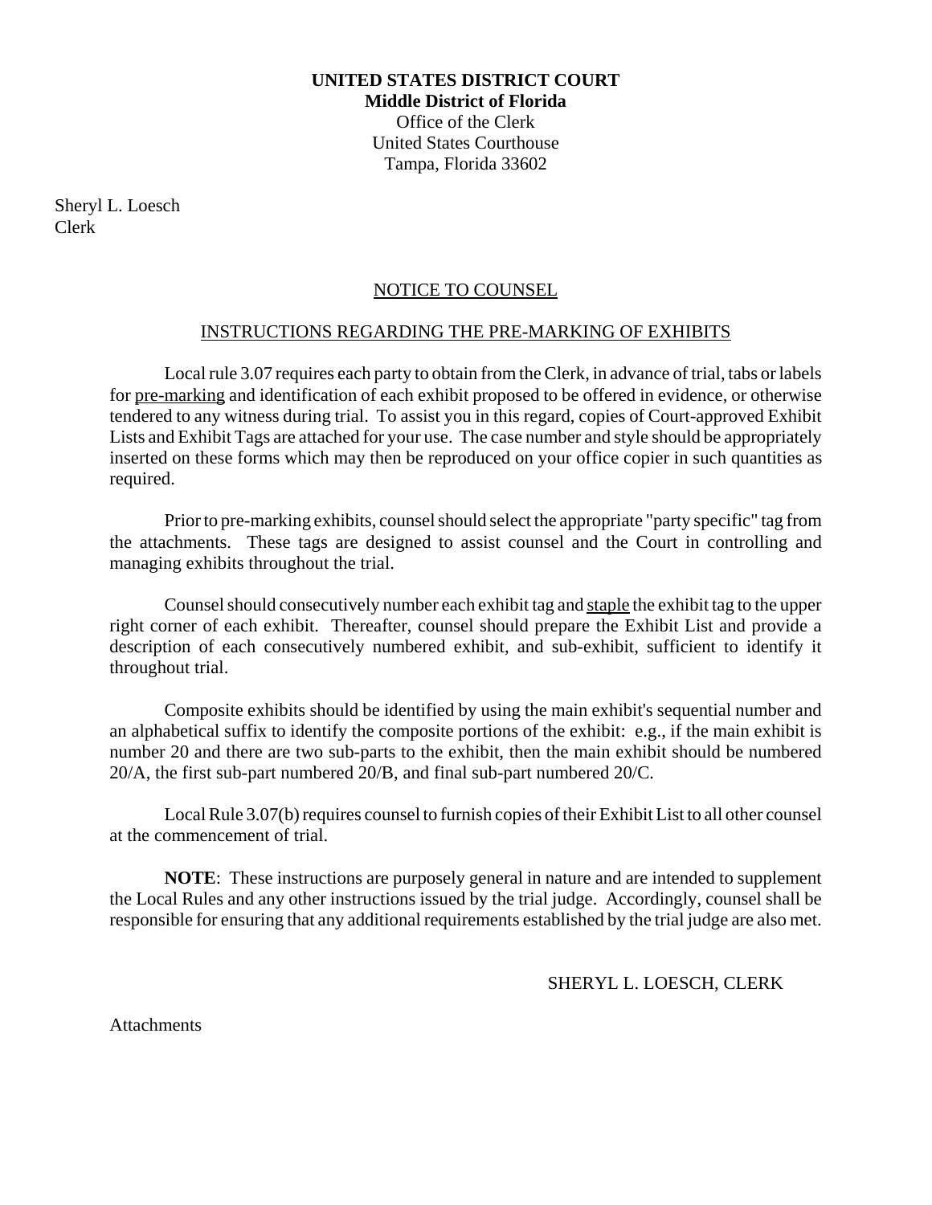**UNITED STATES DISTRICT COURT**
**Middle District of Florida**
Office of the Clerk
United States Courthouse
Tampa, Florida 33602

Sheryl L. Loesch
Clerk

NOTICE TO COUNSEL

INSTRUCTIONS REGARDING THE PRE-MARKING OF EXHIBITS

Local rule 3.07 requires each party to obtain from the Clerk, in advance of trial, tabs or labels for pre-marking and identification of each exhibit proposed to be offered in evidence, or otherwise tendered to any witness during trial. To assist you in this regard, copies of Court-approved Exhibit Lists and Exhibit Tags are attached for your use. The case number and style should be appropriately inserted on these forms which may then be reproduced on your office copier in such quantities as required.

Prior to pre-marking exhibits, counsel should select the appropriate "party specific" tag from the attachments. These tags are designed to assist counsel and the Court in controlling and managing exhibits throughout the trial.

Counsel should consecutively number each exhibit tag and staple the exhibit tag to the upper right corner of each exhibit. Thereafter, counsel should prepare the Exhibit List and provide a description of each consecutively numbered exhibit, and sub-exhibit, sufficient to identify it throughout trial.

Composite exhibits should be identified by using the main exhibit's sequential number and an alphabetical suffix to identify the composite portions of the exhibit: e.g., if the main exhibit is number 20 and there are two sub-parts to the exhibit, then the main exhibit should be numbered 20/A, the first sub-part numbered 20/B, and final sub-part numbered 20/C.

Local Rule 3.07(b) requires counsel to furnish copies of their Exhibit List to all other counsel at the commencement of trial.

**NOTE**: These instructions are purposely general in nature and are intended to supplement the Local Rules and any other instructions issued by the trial judge. Accordingly, counsel shall be responsible for ensuring that any additional requirements established by the trial judge are also met.

SHERYL L. LOESCH, CLERK

Attachments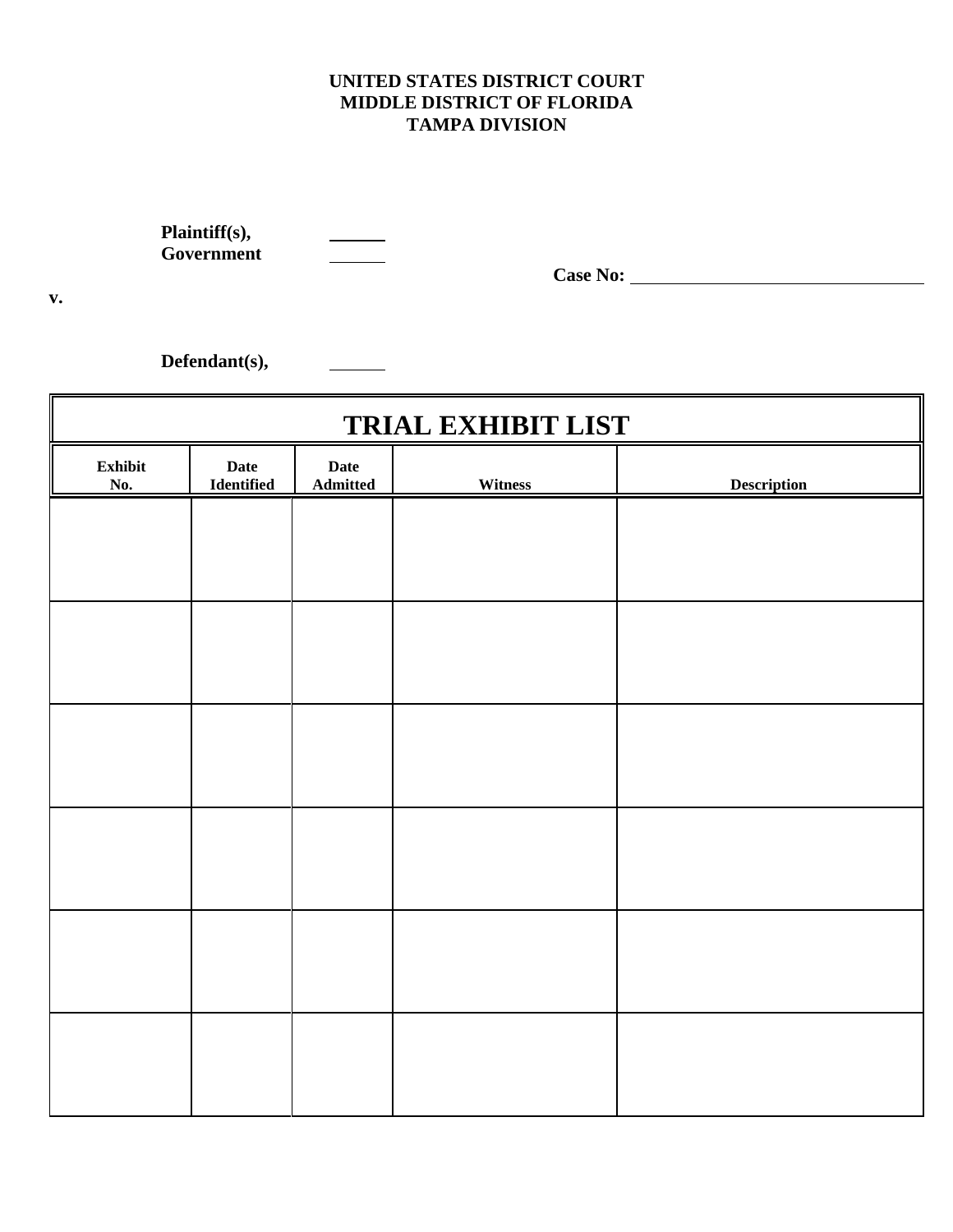**UNITED STATES DISTRICT COURT**
**MIDDLE DISTRICT OF FLORIDA**
**TAMPA DIVISION**

**Plaintiff(s),** ______
**Government** ______

**Case No:** ______________________________

**v.**

**Defendant(s),** ______

## TRIAL EXHIBIT LIST

| Exhibit No. | Date Identified | Date Admitted | Witness | Description |
|---|---|---|---|---|
| | | | | |
| | | | | |
| | | | | |
| | | | | |
| | | | | |
| | | | | |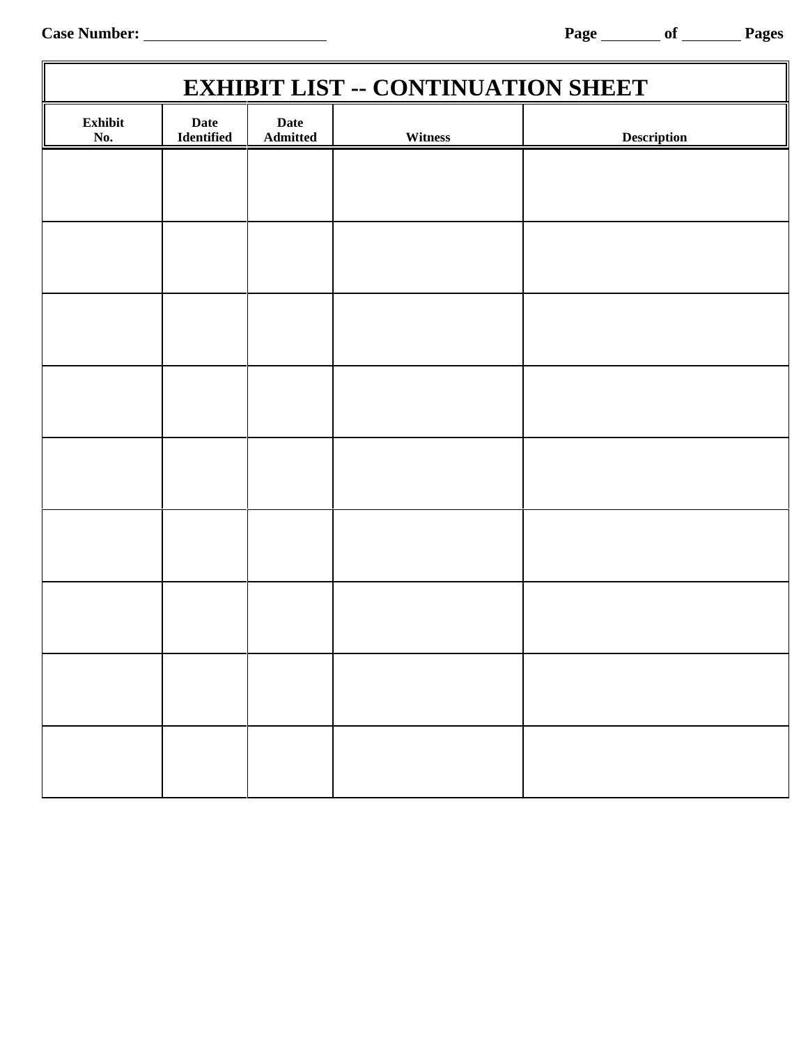**Case Number:** ______________________ **Page** _______ **of** _______ **Pages**

# EXHIBIT LIST -- CONTINUATION SHEET

| Exhibit No. | Date Identified | Date Admitted | Witness | Description |
|---|---|---|---|---|
| | | | | |
| | | | | |
| | | | | |
| | | | | |
| | | | | |
| | | | | |
| | | | | |
| | | | | |
| | | | | |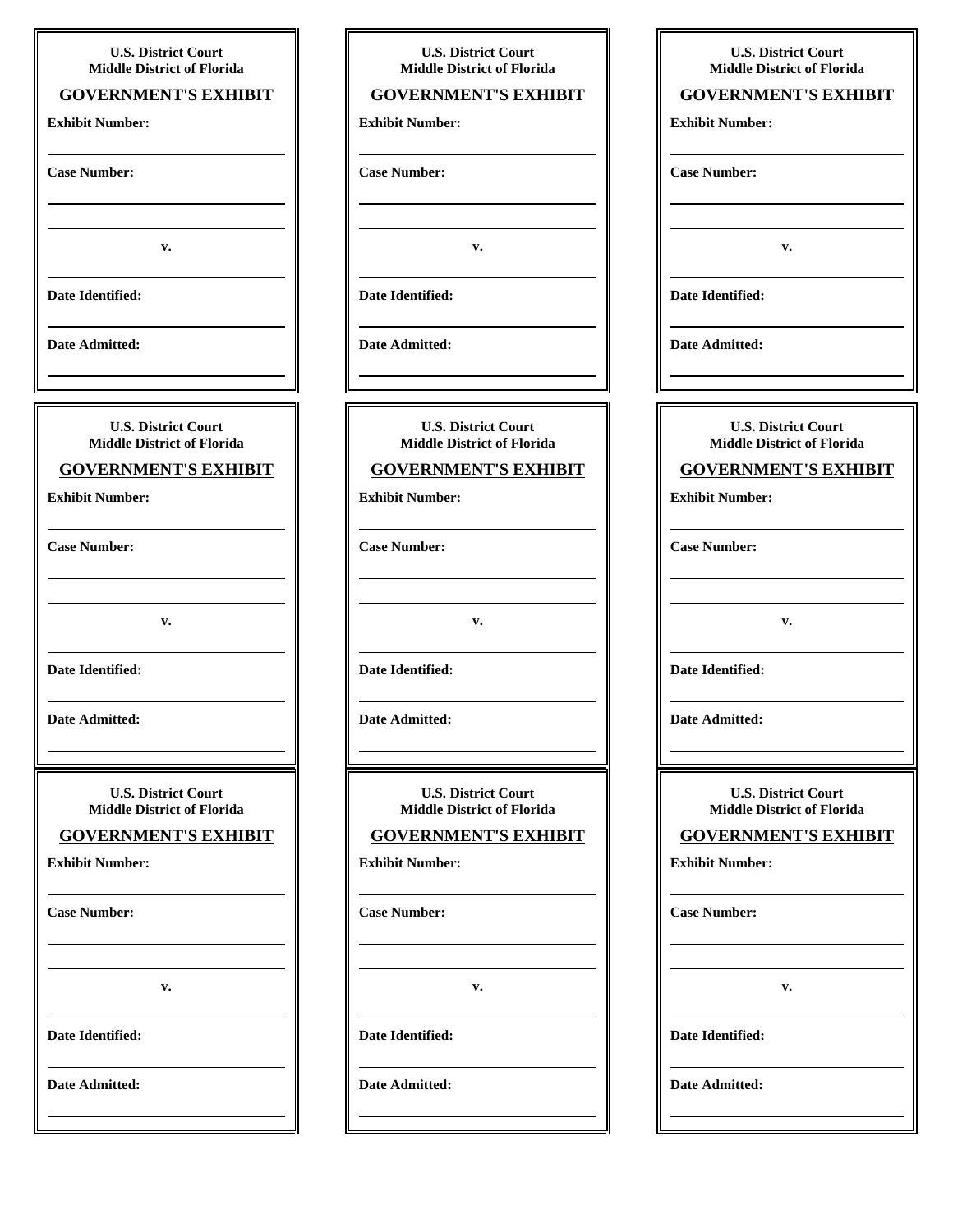**U.S. District Court**
**Middle District of Florida**

**GOVERNMENT'S EXHIBIT**

**Exhibit Number:**

**Case Number:**

**v.**

**Date Identified:**

**Date Admitted:**

---

**U.S. District Court**
**Middle District of Florida**

**GOVERNMENT'S EXHIBIT**

**Exhibit Number:**

**Case Number:**

**v.**

**Date Identified:**

**Date Admitted:**

---

**U.S. District Court**
**Middle District of Florida**

**GOVERNMENT'S EXHIBIT**

**Exhibit Number:**

**Case Number:**

**v.**

**Date Identified:**

**Date Admitted:**

---

**U.S. District Court**
**Middle District of Florida**

**GOVERNMENT'S EXHIBIT**

**Exhibit Number:**

**Case Number:**

**v.**

**Date Identified:**

**Date Admitted:**

---

**U.S. District Court**
**Middle District of Florida**

**GOVERNMENT'S EXHIBIT**

**Exhibit Number:**

**Case Number:**

**v.**

**Date Identified:**

**Date Admitted:**

---

**U.S. District Court**
**Middle District of Florida**

**GOVERNMENT'S EXHIBIT**

**Exhibit Number:**

**Case Number:**

**v.**

**Date Identified:**

**Date Admitted:**

---

**U.S. District Court**
**Middle District of Florida**

**GOVERNMENT'S EXHIBIT**

**Exhibit Number:**

**Case Number:**

**v.**

**Date Identified:**

**Date Admitted:**

---

**U.S. District Court**
**Middle District of Florida**

**GOVERNMENT'S EXHIBIT**

**Exhibit Number:**

**Case Number:**

**v.**

**Date Identified:**

**Date Admitted:**

---

**U.S. District Court**
**Middle District of Florida**

**GOVERNMENT'S EXHIBIT**

**Exhibit Number:**

**Case Number:**

**v.**

**Date Identified:**

**Date Admitted:**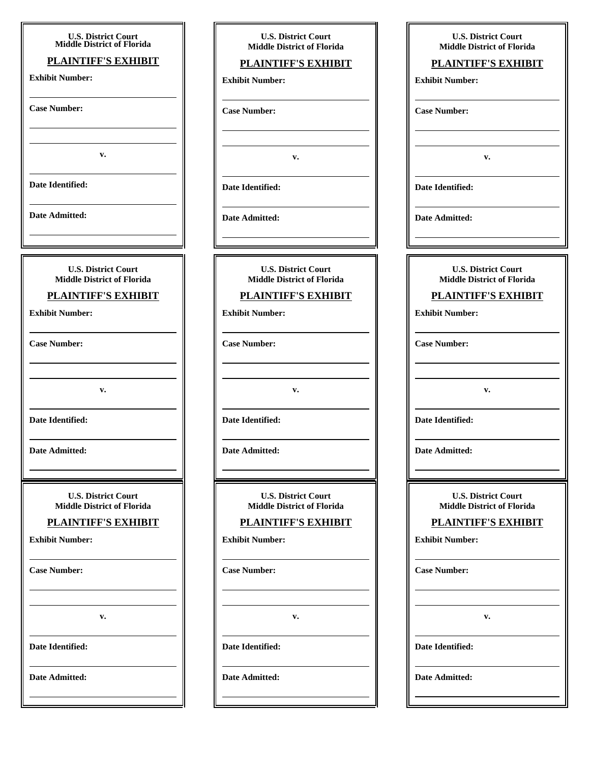**U.S. District Court**
**Middle District of Florida**

**PLAINTIFF'S EXHIBIT**

**Exhibit Number:**

**Case Number:**

**v.**

**Date Identified:**

**Date Admitted:**

---

**U.S. District Court**
**Middle District of Florida**

**PLAINTIFF'S EXHIBIT**

**Exhibit Number:**

**Case Number:**

**v.**

**Date Identified:**

**Date Admitted:**

---

**U.S. District Court**
**Middle District of Florida**

**PLAINTIFF'S EXHIBIT**

**Exhibit Number:**

**Case Number:**

**v.**

**Date Identified:**

**Date Admitted:**

---

**U.S. District Court**
**Middle District of Florida**

**PLAINTIFF'S EXHIBIT**

**Exhibit Number:**

**Case Number:**

**v.**

**Date Identified:**

**Date Admitted:**

---

**U.S. District Court**
**Middle District of Florida**

**PLAINTIFF'S EXHIBIT**

**Exhibit Number:**

**Case Number:**

**v.**

**Date Identified:**

**Date Admitted:**

---

**U.S. District Court**
**Middle District of Florida**

**PLAINTIFF'S EXHIBIT**

**Exhibit Number:**

**Case Number:**

**v.**

**Date Identified:**

**Date Admitted:**

---

**U.S. District Court**
**Middle District of Florida**

**PLAINTIFF'S EXHIBIT**

**Exhibit Number:**

**Case Number:**

**v.**

**Date Identified:**

**Date Admitted:**

---

**U.S. District Court**
**Middle District of Florida**

**PLAINTIFF'S EXHIBIT**

**Exhibit Number:**

**Case Number:**

**v.**

**Date Identified:**

**Date Admitted:**

---

**U.S. District Court**
**Middle District of Florida**

**PLAINTIFF'S EXHIBIT**

**Exhibit Number:**

**Case Number:**

**v.**

**Date Identified:**

**Date Admitted:**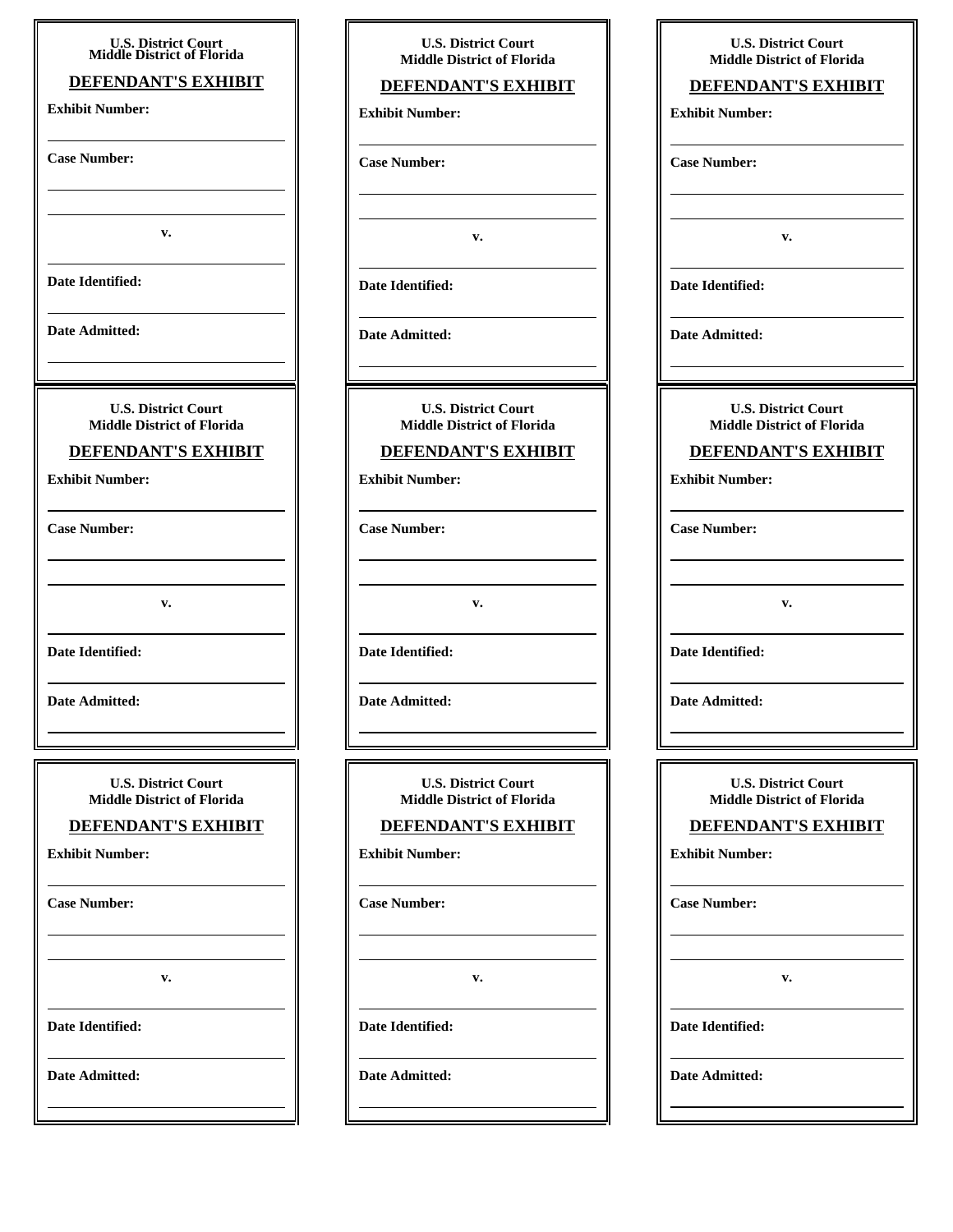U.S. District Court
Middle District of Florida

**DEFENDANT'S EXHIBIT**

**Exhibit Number:**

**Case Number:**

**v.**

**Date Identified:**

**Date Admitted:**

U.S. District Court
Middle District of Florida

**DEFENDANT'S EXHIBIT**

**Exhibit Number:**

**Case Number:**

**v.**

**Date Identified:**

**Date Admitted:**

U.S. District Court
Middle District of Florida

**DEFENDANT'S EXHIBIT**

**Exhibit Number:**

**Case Number:**

**v.**

**Date Identified:**

**Date Admitted:**

U.S. District Court
Middle District of Florida

**DEFENDANT'S EXHIBIT**

**Exhibit Number:**

**Case Number:**

**v.**

**Date Identified:**

**Date Admitted:**

U.S. District Court
Middle District of Florida

**DEFENDANT'S EXHIBIT**

**Exhibit Number:**

**Case Number:**

**v.**

**Date Identified:**

**Date Admitted:**

U.S. District Court
Middle District of Florida

**DEFENDANT'S EXHIBIT**

**Exhibit Number:**

**Case Number:**

**v.**

**Date Identified:**

**Date Admitted:**

U.S. District Court
Middle District of Florida

**DEFENDANT'S EXHIBIT**

**Exhibit Number:**

**Case Number:**

**v.**

**Date Identified:**

**Date Admitted:**

U.S. District Court
Middle District of Florida

**DEFENDANT'S EXHIBIT**

**Exhibit Number:**

**Case Number:**

**v.**

**Date Identified:**

**Date Admitted:**

U.S. District Court
Middle District of Florida

**DEFENDANT'S EXHIBIT**

**Exhibit Number:**

**Case Number:**

**v.**

**Date Identified:**

**Date Admitted:**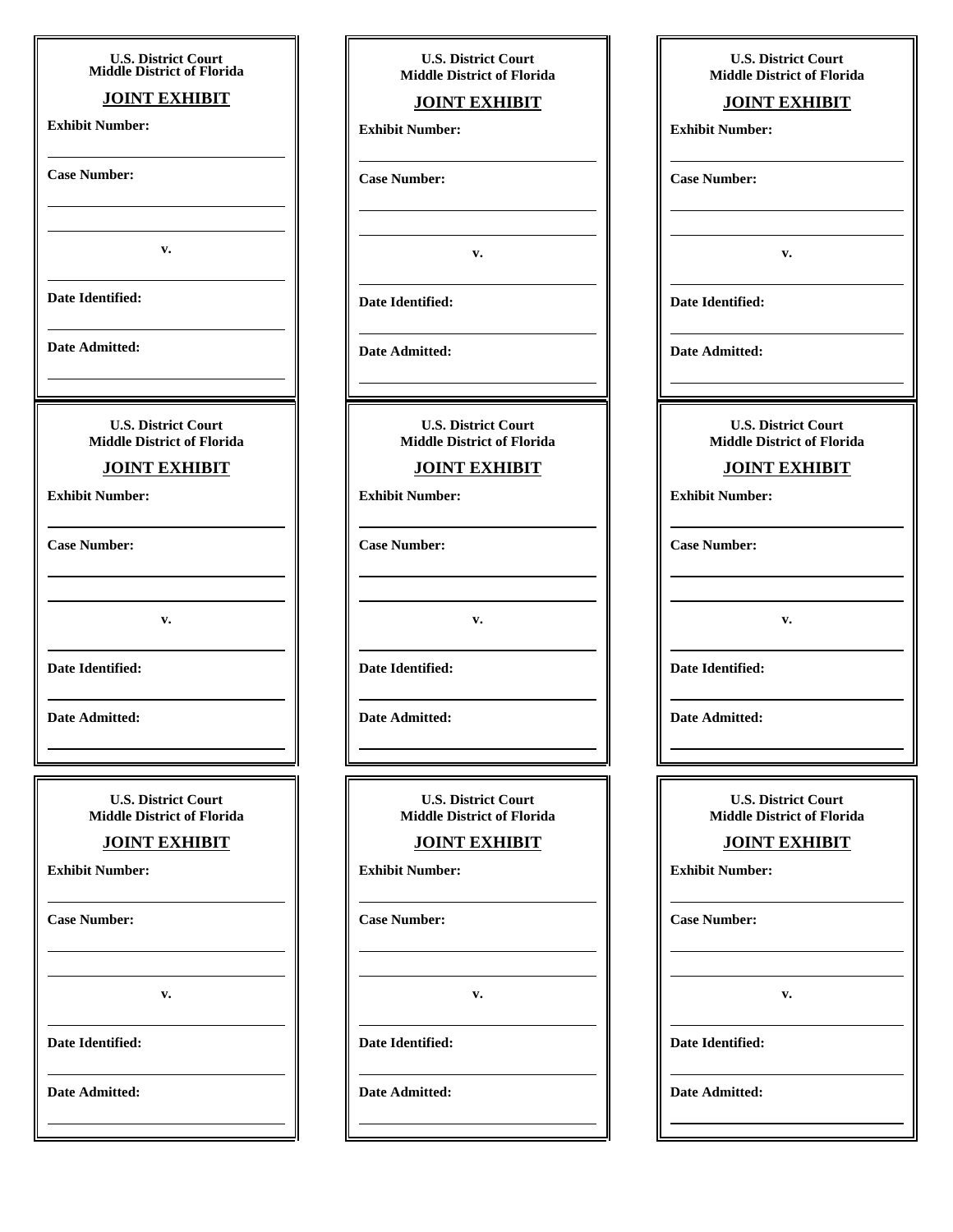U.S. District Court
Middle District of Florida

**JOINT EXHIBIT**

**Exhibit Number:**

**Case Number:**

v.

**Date Identified:**

**Date Admitted:**

---

U.S. District Court
Middle District of Florida

**JOINT EXHIBIT**

**Exhibit Number:**

**Case Number:**

v.

**Date Identified:**

**Date Admitted:**

---

U.S. District Court
Middle District of Florida

**JOINT EXHIBIT**

**Exhibit Number:**

**Case Number:**

v.

**Date Identified:**

**Date Admitted:**

---

U.S. District Court
Middle District of Florida

**JOINT EXHIBIT**

**Exhibit Number:**

**Case Number:**

v.

**Date Identified:**

**Date Admitted:**

---

U.S. District Court
Middle District of Florida

**JOINT EXHIBIT**

**Exhibit Number:**

**Case Number:**

v.

**Date Identified:**

**Date Admitted:**

---

U.S. District Court
Middle District of Florida

**JOINT EXHIBIT**

**Exhibit Number:**

**Case Number:**

v.

**Date Identified:**

**Date Admitted:**

---

U.S. District Court
Middle District of Florida

**JOINT EXHIBIT**

**Exhibit Number:**

**Case Number:**

v.

**Date Identified:**

**Date Admitted:**

---

U.S. District Court
Middle District of Florida

**JOINT EXHIBIT**

**Exhibit Number:**

**Case Number:**

v.

**Date Identified:**

**Date Admitted:**

---

U.S. District Court
Middle District of Florida

**JOINT EXHIBIT**

**Exhibit Number:**

**Case Number:**

v.

**Date Identified:**

**Date Admitted:**